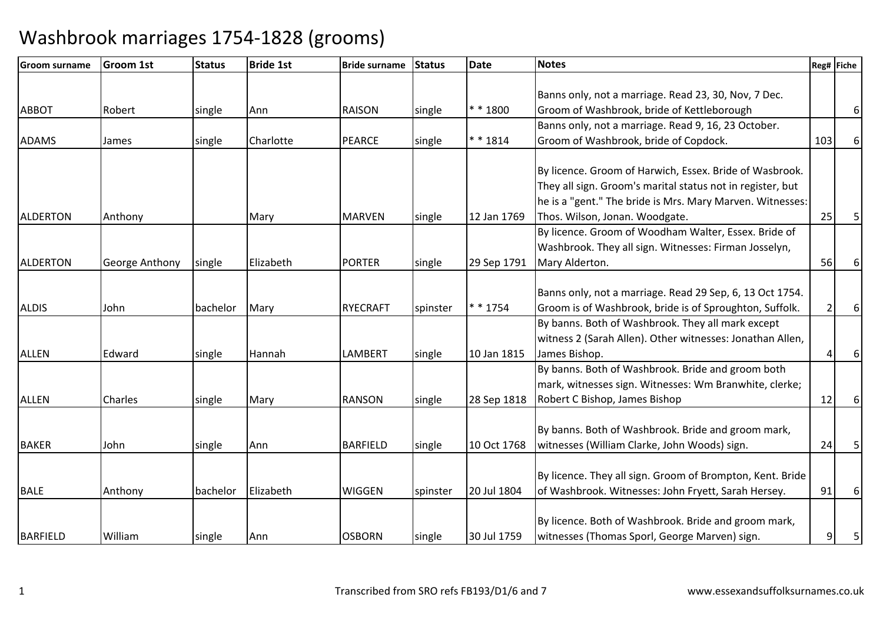# Washbrook marriages 1754-1828 (grooms)

| Groom surname | Groom 1st | Status | Bride 1st | Bride surname | Status | Date | Notes | Reg# | Fiche |
|---|---|---|---|---|---|---|---|---|---|
| ABBOT | Robert | single | Ann | RAISON | single | * * 1800 | Banns only, not a marriage. Read 23, 30, Nov, 7 Dec. Groom of Washbrook, bride of Kettleborough | | 6 |
| ADAMS | James | single | Charlotte | PEARCE | single | * * 1814 | Banns only, not a marriage. Read 9, 16, 23 October. Groom of Washbrook, bride of Copdock. | 103 | 6 |
| ALDERTON | Anthony | | Mary | MARVEN | single | 12 Jan 1769 | By licence. Groom of Harwich, Essex. Bride of Wasbrook. They all sign. Groom's marital status not in register, but he is a "gent." The bride is Mrs. Mary Marven. Witnesses: Thos. Wilson, Jonan. Woodgate. | 25 | 5 |
| ALDERTON | George Anthony | single | Elizabeth | PORTER | single | 29 Sep 1791 | By licence. Groom of Woodham Walter, Essex. Bride of Washbrook. They all sign. Witnesses: Firman Josselyn, Mary Alderton. | 56 | 6 |
| ALDIS | John | bachelor | Mary | RYECRAFT | spinster | * * 1754 | Banns only, not a marriage. Read 29 Sep, 6, 13 Oct 1754. Groom is of Washbrook, bride is of Sproughton, Suffolk. | 2 | 6 |
| ALLEN | Edward | single | Hannah | LAMBERT | single | 10 Jan 1815 | By banns. Both of Washbrook. They all mark except witness 2 (Sarah Allen). Other witnesses: Jonathan Allen, James Bishop. | 4 | 6 |
| ALLEN | Charles | single | Mary | RANSON | single | 28 Sep 1818 | By banns. Both of Washbrook. Bride and groom both mark, witnesses sign. Witnesses: Wm Branwhite, clerke; Robert C Bishop, James Bishop | 12 | 6 |
| BAKER | John | single | Ann | BARFIELD | single | 10 Oct 1768 | By banns. Both of Washbrook. Bride and groom mark, witnesses (William Clarke, John Woods) sign. | 24 | 5 |
| BALE | Anthony | bachelor | Elizabeth | WIGGEN | spinster | 20 Jul 1804 | By licence. They all sign. Groom of Brompton, Kent. Bride of Washbrook. Witnesses: John Fryett, Sarah Hersey. | 91 | 6 |
| BARFIELD | William | single | Ann | OSBORN | single | 30 Jul 1759 | By licence. Both of Washbrook. Bride and groom mark, witnesses (Thomas Sporl, George Marven) sign. | 9 | 5 |

Transcribed from SRO refs FB193/D1/6 and 7 www.essexandsuffolksurnames.co.uk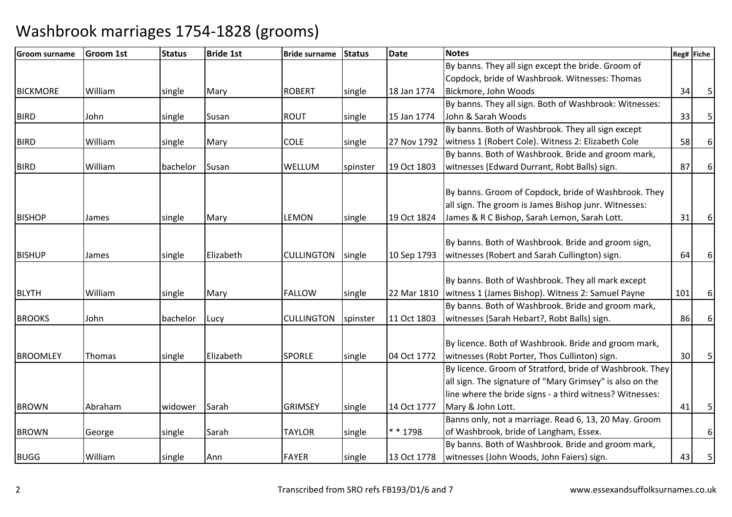# Washbrook marriages 1754-1828 (grooms)

| Groom surname | Groom 1st | Status | Bride 1st | Bride surname | Status | Date | Notes | Reg# | Fiche |
|---|---|---|---|---|---|---|---|---|---|
| BICKMORE | William | single | Mary | ROBERT | single | 18 Jan 1774 | By banns. They all sign except the bride. Groom of Copdock, bride of Washbrook. Witnesses: Thomas Bickmore, John Woods | 34 | 5 |
| BIRD | John | single | Susan | ROUT | single | 15 Jan 1774 | By banns. They all sign. Both of Washbrook: Witnesses: John & Sarah Woods | 33 | 5 |
| BIRD | William | single | Mary | COLE | single | 27 Nov 1792 | By banns. Both of Washbrook. They all sign except witness 1 (Robert Cole). Witness 2: Elizabeth Cole | 58 | 6 |
| BIRD | William | bachelor | Susan | WELLUM | spinster | 19 Oct 1803 | By banns. Both of Washbrook. Bride and groom mark, witnesses (Edward Durrant, Robt Balls) sign. | 87 | 6 |
| BISHOP | James | single | Mary | LEMON | single | 19 Oct 1824 | By banns. Groom of Copdock, bride of Washbrook. They all sign. The groom is James Bishop junr. Witnesses: James & R C Bishop, Sarah Lemon, Sarah Lott. | 31 | 6 |
| BISHUP | James | single | Elizabeth | CULLINGTON | single | 10 Sep 1793 | By banns. Both of Washbrook. Bride and groom sign, witnesses (Robert and Sarah Cullington) sign. | 64 | 6 |
| BLYTH | William | single | Mary | FALLOW | single | 22 Mar 1810 | By banns. Both of Washbrook. They all mark except witness 1 (James Bishop). Witness 2: Samuel Payne | 101 | 6 |
| BROOKS | John | bachelor | Lucy | CULLINGTON | spinster | 11 Oct 1803 | By banns. Both of Washbrook. Bride and groom mark, witnesses (Sarah Hebart?, Robt Balls) sign. | 86 | 6 |
| BROOMLEY | Thomas | single | Elizabeth | SPORLE | single | 04 Oct 1772 | By licence. Both of Washbrook. Bride and groom mark, witnesses (Robt Porter, Thos Cullinton) sign. | 30 | 5 |
| BROWN | Abraham | widower | Sarah | GRIMSEY | single | 14 Oct 1777 | By licence. Groom of Stratford, bride of Washbrook. They all sign. The signature of "Mary Grimsey" is also on the line where the bride signs - a third witness? Witnesses: Mary & John Lott. | 41 | 5 |
| BROWN | George | single | Sarah | TAYLOR | single | * * 1798 | Banns only, not a marriage. Read 6, 13, 20 May. Groom of Washbrook, bride of Langham, Essex. | | 6 |
| BUGG | William | single | Ann | FAYER | single | 13 Oct 1778 | By banns. Both of Washbrook. Bride and groom mark, witnesses (John Woods, John Faiers) sign. | 43 | 5 |

Transcribed from SRO refs FB193/D1/6 and 7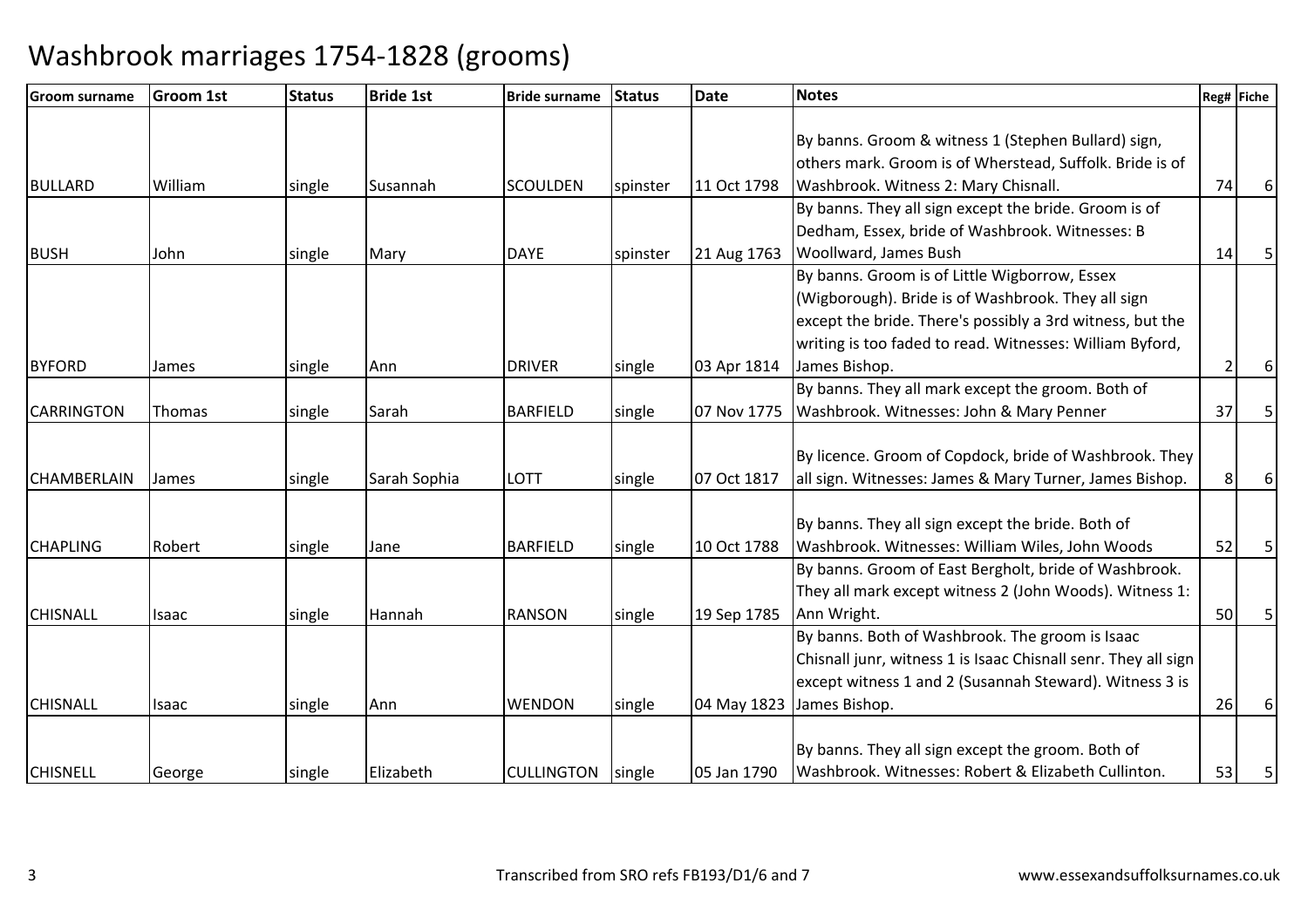# Washbrook marriages 1754-1828 (grooms)

| Groom surname | Groom 1st | Status | Bride 1st | Bride surname | Status | Date | Notes | Reg# | Fiche |
|---|---|---|---|---|---|---|---|---|---|
| BULLARD | William | single | Susannah | SCOULDEN | spinster | 11 Oct 1798 | By banns. Groom & witness 1 (Stephen Bullard) sign, others mark. Groom is of Wherstead, Suffolk. Bride is of Washbrook. Witness 2: Mary Chisnall. | 74 | 6 |
| BUSH | John | single | Mary | DAYE | spinster | 21 Aug 1763 | By banns. They all sign except the bride. Groom is of Dedham, Essex, bride of Washbrook. Witnesses: B Woollward, James Bush | 14 | 5 |
| BYFORD | James | single | Ann | DRIVER | single | 03 Apr 1814 | By banns. Groom is of Little Wigborrow, Essex (Wigborough). Bride is of Washbrook. They all sign except the bride. There's possibly a 3rd witness, but the writing is too faded to read. Witnesses: William Byford, James Bishop. | 2 | 6 |
| CARRINGTON | Thomas | single | Sarah | BARFIELD | single | 07 Nov 1775 | By banns. They all mark except the groom. Both of Washbrook. Witnesses: John & Mary Penner | 37 | 5 |
| CHAMBERLAIN | James | single | Sarah Sophia | LOTT | single | 07 Oct 1817 | By licence. Groom of Copdock, bride of Washbrook. They all sign. Witnesses: James & Mary Turner, James Bishop. | 8 | 6 |
| CHAPLING | Robert | single | Jane | BARFIELD | single | 10 Oct 1788 | By banns. They all sign except the bride. Both of Washbrook. Witnesses: William Wiles, John Woods | 52 | 5 |
| CHISNALL | Isaac | single | Hannah | RANSON | single | 19 Sep 1785 | By banns. Groom of East Bergholt, bride of Washbrook. They all mark except witness 2 (John Woods). Witness 1: Ann Wright. | 50 | 5 |
| CHISNALL | Isaac | single | Ann | WENDON | single | 04 May 1823 | By banns. Both of Washbrook. The groom is Isaac Chisnall junr, witness 1 is Isaac Chisnall senr. They all sign except witness 1 and 2 (Susannah Steward). Witness 3 is James Bishop. | 26 | 6 |
| CHISNELL | George | single | Elizabeth | CULLINGTON | single | 05 Jan 1790 | By banns. They all sign except the groom. Both of Washbrook. Witnesses: Robert & Elizabeth Cullinton. | 53 | 5 |

Transcribed from SRO refs FB193/D1/6 and 7

www.essexandsuffolksurnames.co.uk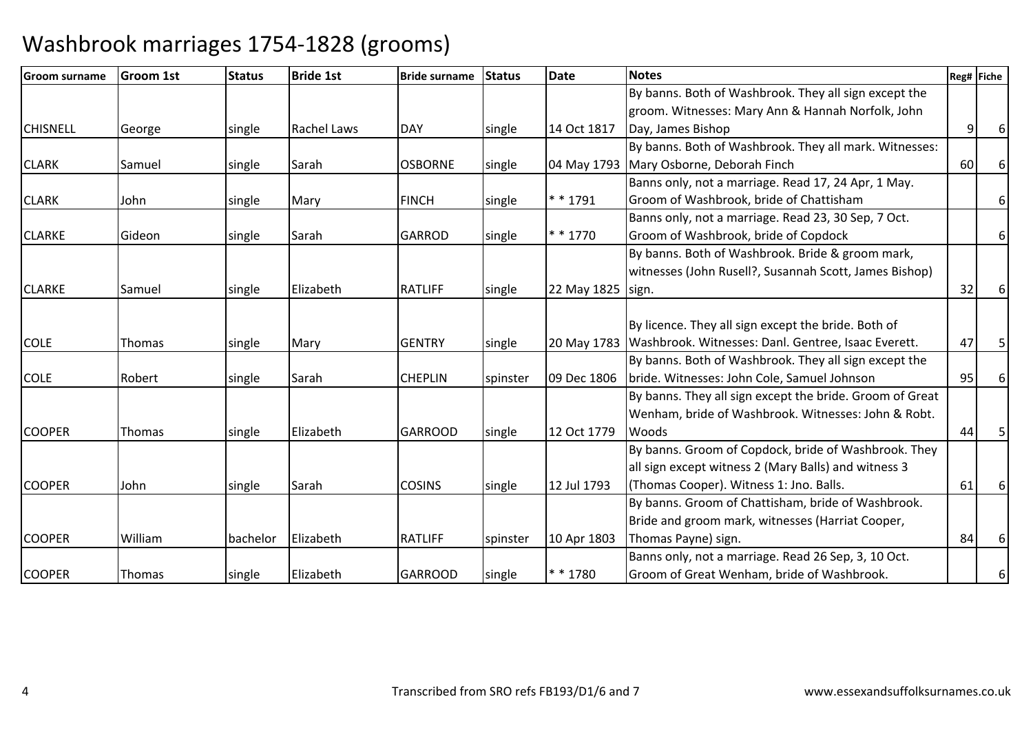# Washbrook marriages 1754-1828 (grooms)

| Groom surname | Groom 1st | Status | Bride 1st | Bride surname | Status | Date | Notes | Reg# | Fiche |
|---|---|---|---|---|---|---|---|---|---|
| CHISNELL | George | single | Rachel Laws | DAY | single | 14 Oct 1817 | By banns. Both of Washbrook. They all sign except the groom. Witnesses: Mary Ann & Hannah Norfolk, John Day, James Bishop | 9 | 6 |
| CLARK | Samuel | single | Sarah | OSBORNE | single | 04 May 1793 | By banns. Both of Washbrook. They all mark. Witnesses: Mary Osborne, Deborah Finch | 60 | 6 |
| CLARK | John | single | Mary | FINCH | single | * * 1791 | Banns only, not a marriage. Read 17, 24 Apr, 1 May. Groom of Washbrook, bride of Chattisham | | 6 |
| CLARKE | Gideon | single | Sarah | GARROD | single | * * 1770 | Banns only, not a marriage. Read 23, 30 Sep, 7 Oct. Groom of Washbrook, bride of Copdock | | 6 |
| CLARKE | Samuel | single | Elizabeth | RATLIFF | single | 22 May 1825 | By banns. Both of Washbrook. Bride & groom mark, witnesses (John Rusell?, Susannah Scott, James Bishop) sign. | 32 | 6 |
| COLE | Thomas | single | Mary | GENTRY | single | 20 May 1783 | By licence. They all sign except the bride. Both of Washbrook. Witnesses: Danl. Gentree, Isaac Everett. | 47 | 5 |
| COLE | Robert | single | Sarah | CHEPLIN | spinster | 09 Dec 1806 | By banns. Both of Washbrook. They all sign except the bride. Witnesses: John Cole, Samuel Johnson | 95 | 6 |
| COOPER | Thomas | single | Elizabeth | GARROOD | single | 12 Oct 1779 | By banns. They all sign except the bride. Groom of Great Wenham, bride of Washbrook. Witnesses: John & Robt. Woods | 44 | 5 |
| COOPER | John | single | Sarah | COSINS | single | 12 Jul 1793 | By banns. Groom of Copdock, bride of Washbrook. They all sign except witness 2 (Mary Balls) and witness 3 (Thomas Cooper). Witness 1: Jno. Balls. | 61 | 6 |
| COOPER | William | bachelor | Elizabeth | RATLIFF | spinster | 10 Apr 1803 | By banns. Groom of Chattisham, bride of Washbrook. Bride and groom mark, witnesses (Harriat Cooper, Thomas Payne) sign. | 84 | 6 |
| COOPER | Thomas | single | Elizabeth | GARROOD | single | * * 1780 | Banns only, not a marriage. Read 26 Sep, 3, 10 Oct. Groom of Great Wenham, bride of Washbrook. | | 6 |

Transcribed from SRO refs FB193/D1/6 and 7

www.essexandsuffolksurnames.co.uk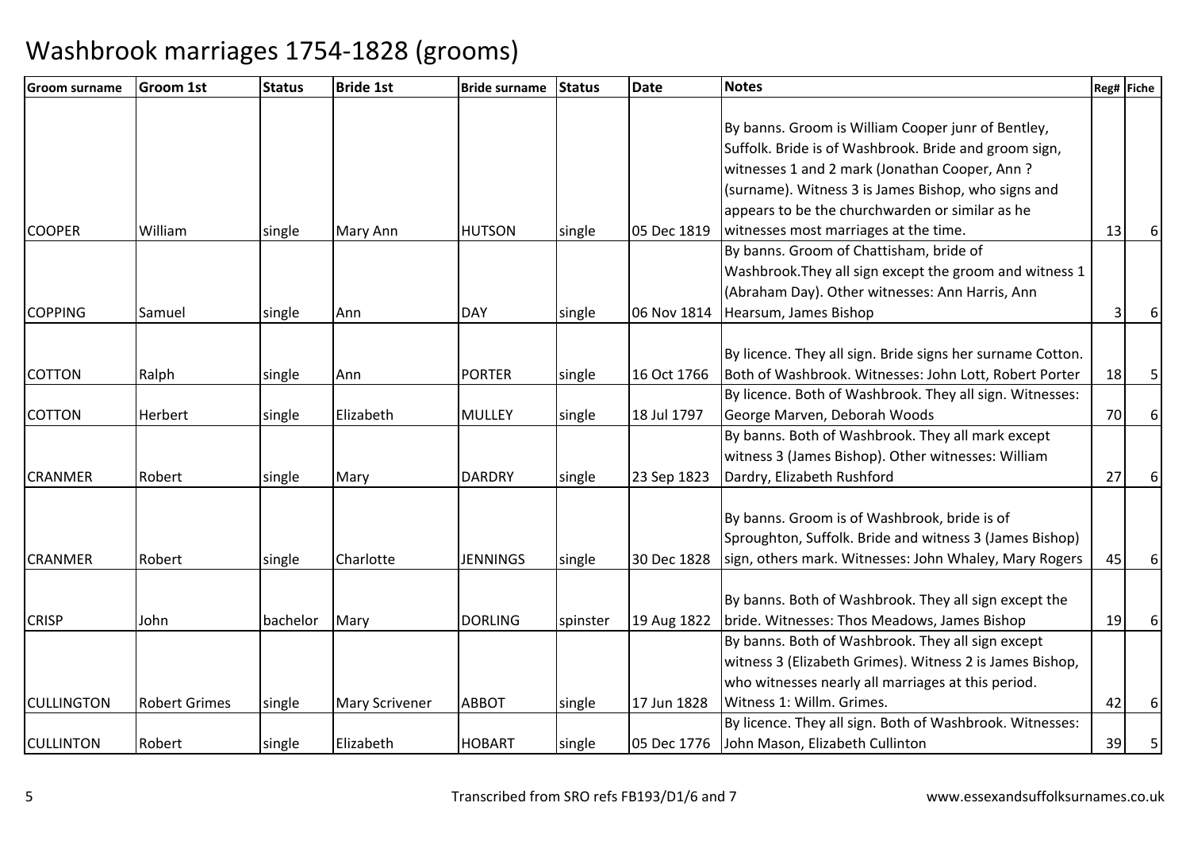# Washbrook marriages 1754-1828 (grooms)

| Groom surname | Groom 1st | Status | Bride 1st | Bride surname | Status | Date | Notes | Reg# | Fiche |
|---|---|---|---|---|---|---|---|---|---|
| COOPER | William | single | Mary Ann | HUTSON | single | 05 Dec 1819 | By banns. Groom is William Cooper junr of Bentley, Suffolk. Bride is of Washbrook. Bride and groom sign, witnesses 1 and 2 mark (Jonathan Cooper, Ann ? (surname). Witness 3 is James Bishop, who signs and appears to be the churchwarden or similar as he witnesses most marriages at the time. | 13 | 6 |
| COPPING | Samuel | single | Ann | DAY | single | 06 Nov 1814 | By banns. Groom of Chattisham, bride of Washbrook.They all sign except the groom and witness 1 (Abraham Day). Other witnesses: Ann Harris, Ann Hearsum, James Bishop | 3 | 6 |
| COTTON | Ralph | single | Ann | PORTER | single | 16 Oct 1766 | By licence. They all sign. Bride signs her surname Cotton. Both of Washbrook. Witnesses: John Lott, Robert Porter | 18 | 5 |
| COTTON | Herbert | single | Elizabeth | MULLEY | single | 18 Jul 1797 | By licence. Both of Washbrook. They all sign. Witnesses: George Marven, Deborah Woods | 70 | 6 |
| CRANMER | Robert | single | Mary | DARDRY | single | 23 Sep 1823 | By banns. Both of Washbrook. They all mark except witness 3 (James Bishop). Other witnesses: William Dardry, Elizabeth Rushford | 27 | 6 |
| CRANMER | Robert | single | Charlotte | JENNINGS | single | 30 Dec 1828 | By banns. Groom is of Washbrook, bride is of Sproughton, Suffolk. Bride and witness 3 (James Bishop) sign, others mark. Witnesses: John Whaley, Mary Rogers | 45 | 6 |
| CRISP | John | bachelor | Mary | DORLING | spinster | 19 Aug 1822 | By banns. Both of Washbrook. They all sign except the bride. Witnesses: Thos Meadows, James Bishop | 19 | 6 |
| CULLINGTON | Robert Grimes | single | Mary Scrivener | ABBOT | single | 17 Jun 1828 | By banns. Both of Washbrook. They all sign except witness 3 (Elizabeth Grimes). Witness 2 is James Bishop, who witnesses nearly all marriages at this period. Witness 1: Willm. Grimes. | 42 | 6 |
| CULLINTON | Robert | single | Elizabeth | HOBART | single | 05 Dec 1776 | By licence. They all sign. Both of Washbrook. Witnesses: John Mason, Elizabeth Cullinton | 39 | 5 |

Transcribed from SRO refs FB193/D1/6 and 7 www.essexandsuffolksurnames.co.uk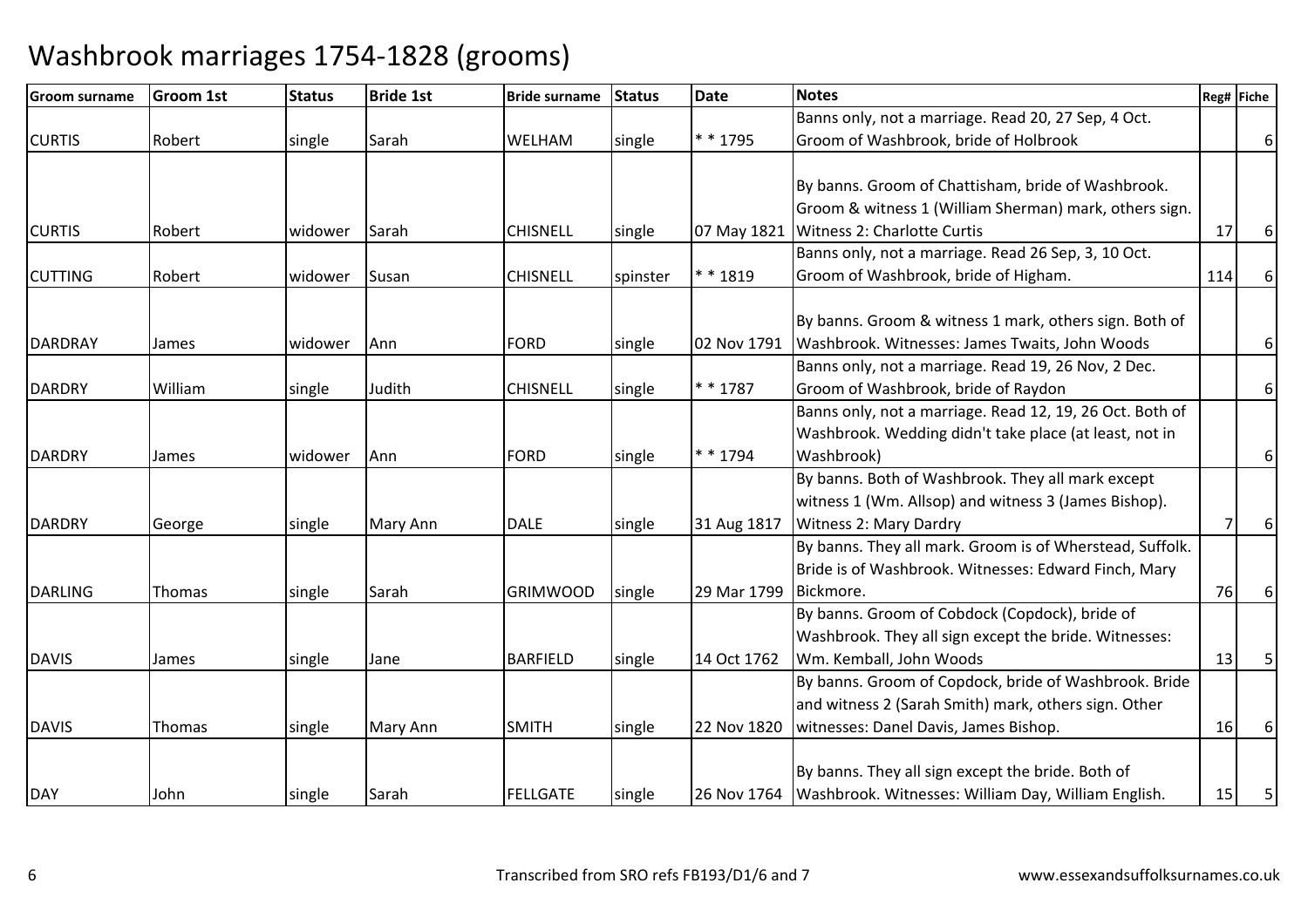# Washbrook marriages 1754-1828 (grooms)

| Groom surname | Groom 1st | Status | Bride 1st | Bride surname | Status | Date | Notes | Reg# | Fiche |
|---|---|---|---|---|---|---|---|---|---|
| CURTIS | Robert | single | Sarah | WELHAM | single | * * 1795 | Banns only, not a marriage. Read 20, 27 Sep, 4 Oct. Groom of Washbrook, bride of Holbrook | | 6 |
| CURTIS | Robert | widower | Sarah | CHISNELL | single | 07 May 1821 | By banns. Groom of Chattisham, bride of Washbrook. Groom & witness 1 (William Sherman) mark, others sign. Witness 2: Charlotte Curtis | 17 | 6 |
| CUTTING | Robert | widower | Susan | CHISNELL | spinster | * * 1819 | Banns only, not a marriage. Read 26 Sep, 3, 10 Oct. Groom of Washbrook, bride of Higham. | 114 | 6 |
| DARDRAY | James | widower | Ann | FORD | single | 02 Nov 1791 | By banns. Groom & witness 1 mark, others sign. Both of Washbrook. Witnesses: James Twaits, John Woods | | 6 |
| DARDRY | William | single | Judith | CHISNELL | single | * * 1787 | Banns only, not a marriage. Read 19, 26 Nov, 2 Dec. Groom of Washbrook, bride of Raydon | | 6 |
| DARDRY | James | widower | Ann | FORD | single | * * 1794 | Banns only, not a marriage. Read 12, 19, 26 Oct. Both of Washbrook. Wedding didn't take place (at least, not in Washbrook) | | 6 |
| DARDRY | George | single | Mary Ann | DALE | single | 31 Aug 1817 | By banns. Both of Washbrook. They all mark except witness 1 (Wm. Allsop) and witness 3 (James Bishop). Witness 2: Mary Dardry | 7 | 6 |
| DARLING | Thomas | single | Sarah | GRIMWOOD | single | 29 Mar 1799 | By banns. They all mark. Groom is of Wherstead, Suffolk. Bride is of Washbrook. Witnesses: Edward Finch, Mary Bickmore. | 76 | 6 |
| DAVIS | James | single | Jane | BARFIELD | single | 14 Oct 1762 | By banns. Groom of Cobdock (Copdock), bride of Washbrook. They all sign except the bride. Witnesses: Wm. Kemball, John Woods | 13 | 5 |
| DAVIS | Thomas | single | Mary Ann | SMITH | single | 22 Nov 1820 | By banns. Groom of Copdock, bride of Washbrook. Bride and witness 2 (Sarah Smith) mark, others sign. Other witnesses: Danel Davis, James Bishop. | 16 | 6 |
| DAY | John | single | Sarah | FELLGATE | single | 26 Nov 1764 | By banns. They all sign except the bride. Both of Washbrook. Witnesses: William Day, William English. | 15 | 5 |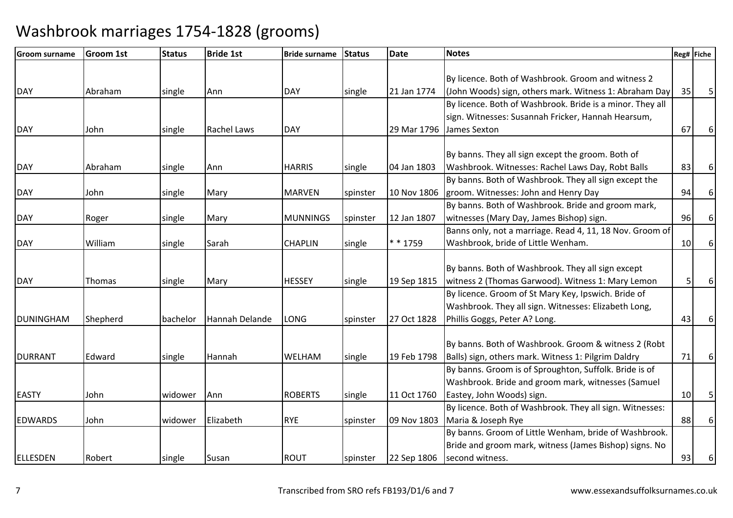# Washbrook marriages 1754-1828 (grooms)

| Groom surname | Groom 1st | Status | Bride 1st | Bride surname | Status | Date | Notes | Reg# | Fiche |
|---|---|---|---|---|---|---|---|---|---|
| DAY | Abraham | single | Ann | DAY | single | 21 Jan 1774 | By licence. Both of Washbrook. Groom and witness 2 (John Woods) sign, others mark. Witness 1: Abraham Day | 35 | 5 |
| DAY | John | single | Rachel Laws | DAY | | 29 Mar 1796 | By licence. Both of Washbrook. Bride is a minor. They all sign. Witnesses: Susannah Fricker, Hannah Hearsum, James Sexton | 67 | 6 |
| DAY | Abraham | single | Ann | HARRIS | single | 04 Jan 1803 | By banns. They all sign except the groom. Both of Washbrook. Witnesses: Rachel Laws Day, Robt Balls | 83 | 6 |
| DAY | John | single | Mary | MARVEN | spinster | 10 Nov 1806 | By banns. Both of Washbrook. They all sign except the groom. Witnesses: John and Henry Day | 94 | 6 |
| DAY | Roger | single | Mary | MUNNINGS | spinster | 12 Jan 1807 | By banns. Both of Washbrook. Bride and groom mark, witnesses (Mary Day, James Bishop) sign. | 96 | 6 |
| DAY | William | single | Sarah | CHAPLIN | single | * * 1759 | Banns only, not a marriage. Read 4, 11, 18 Nov. Groom of Washbrook, bride of Little Wenham. | 10 | 6 |
| DAY | Thomas | single | Mary | HESSEY | single | 19 Sep 1815 | By banns. Both of Washbrook. They all sign except witness 2 (Thomas Garwood). Witness 1: Mary Lemon | 5 | 6 |
| DUNINGHAM | Shepherd | bachelor | Hannah Delande | LONG | spinster | 27 Oct 1828 | By licence. Groom of St Mary Key, Ipswich. Bride of Washbrook. They all sign. Witnesses: Elizabeth Long, Phillis Goggs, Peter A? Long. | 43 | 6 |
| DURRANT | Edward | single | Hannah | WELHAM | single | 19 Feb 1798 | By banns. Both of Washbrook. Groom & witness 2 (Robt Balls) sign, others mark. Witness 1: Pilgrim Daldry | 71 | 6 |
| EASTY | John | widower | Ann | ROBERTS | single | 11 Oct 1760 | By banns. Groom is of Sproughton, Suffolk. Bride is of Washbrook. Bride and groom mark, witnesses (Samuel Eastey, John Woods) sign. | 10 | 5 |
| EDWARDS | John | widower | Elizabeth | RYE | spinster | 09 Nov 1803 | By licence. Both of Washbrook. They all sign. Witnesses: Maria & Joseph Rye | 88 | 6 |
| ELLESDEN | Robert | single | Susan | ROUT | spinster | 22 Sep 1806 | By banns. Groom of Little Wenham, bride of Washbrook. Bride and groom mark, witness (James Bishop) signs. No second witness. | 93 | 6 |

Transcribed from SRO refs FB193/D1/6 and 7

www.essexandsuffolksurnames.co.uk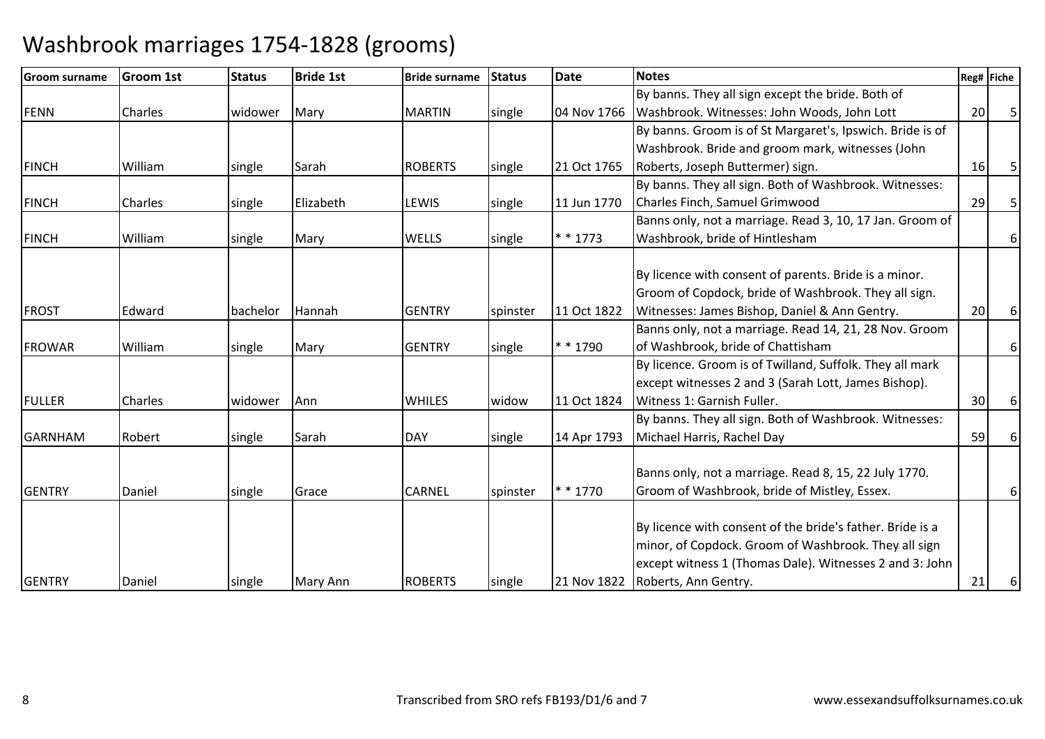# Washbrook marriages 1754-1828 (grooms)

| Groom surname | Groom 1st | Status | Bride 1st | Bride surname | Status | Date | Notes | Reg# | Fiche |
|---|---|---|---|---|---|---|---|---|---|
| FENN | Charles | widower | Mary | MARTIN | single | 04 Nov 1766 | By banns. They all sign except the bride. Both of Washbrook. Witnesses: John Woods, John Lott | 20 | 5 |
| FINCH | William | single | Sarah | ROBERTS | single | 21 Oct 1765 | By banns. Groom is of St Margaret's, Ipswich. Bride is of Washbrook. Bride and groom mark, witnesses (John Roberts, Joseph Buttermer) sign. | 16 | 5 |
| FINCH | Charles | single | Elizabeth | LEWIS | single | 11 Jun 1770 | By banns. They all sign. Both of Washbrook. Witnesses: Charles Finch, Samuel Grimwood | 29 | 5 |
| FINCH | William | single | Mary | WELLS | single | * * 1773 | Banns only, not a marriage. Read 3, 10, 17 Jan. Groom of Washbrook, bride of Hintlesham | | 6 |
| FROST | Edward | bachelor | Hannah | GENTRY | spinster | 11 Oct 1822 | By licence with consent of parents. Bride is a minor. Groom of Copdock, bride of Washbrook. They all sign. Witnesses: James Bishop, Daniel & Ann Gentry. | 20 | 6 |
| FROWAR | William | single | Mary | GENTRY | single | * * 1790 | Banns only, not a marriage. Read 14, 21, 28 Nov. Groom of Washbrook, bride of Chattisham | | 6 |
| FULLER | Charles | widower | Ann | WHILES | widow | 11 Oct 1824 | By licence. Groom is of Twilland, Suffolk. They all mark except witnesses 2 and 3 (Sarah Lott, James Bishop). Witness 1: Garnish Fuller. | 30 | 6 |
| GARNHAM | Robert | single | Sarah | DAY | single | 14 Apr 1793 | By banns. They all sign. Both of Washbrook. Witnesses: Michael Harris, Rachel Day | 59 | 6 |
| GENTRY | Daniel | single | Grace | CARNEL | spinster | * * 1770 | Banns only, not a marriage. Read 8, 15, 22 July 1770. Groom of Washbrook, bride of Mistley, Essex. | | 6 |
| GENTRY | Daniel | single | Mary Ann | ROBERTS | single | 21 Nov 1822 | By licence with consent of the bride's father. Bride is a minor, of Copdock. Groom of Washbrook. They all sign except witness 1 (Thomas Dale). Witnesses 2 and 3: John Roberts, Ann Gentry. | 21 | 6 |

Transcribed from SRO refs FB193/D1/6 and 7

www.essexandsuffolksurnames.co.uk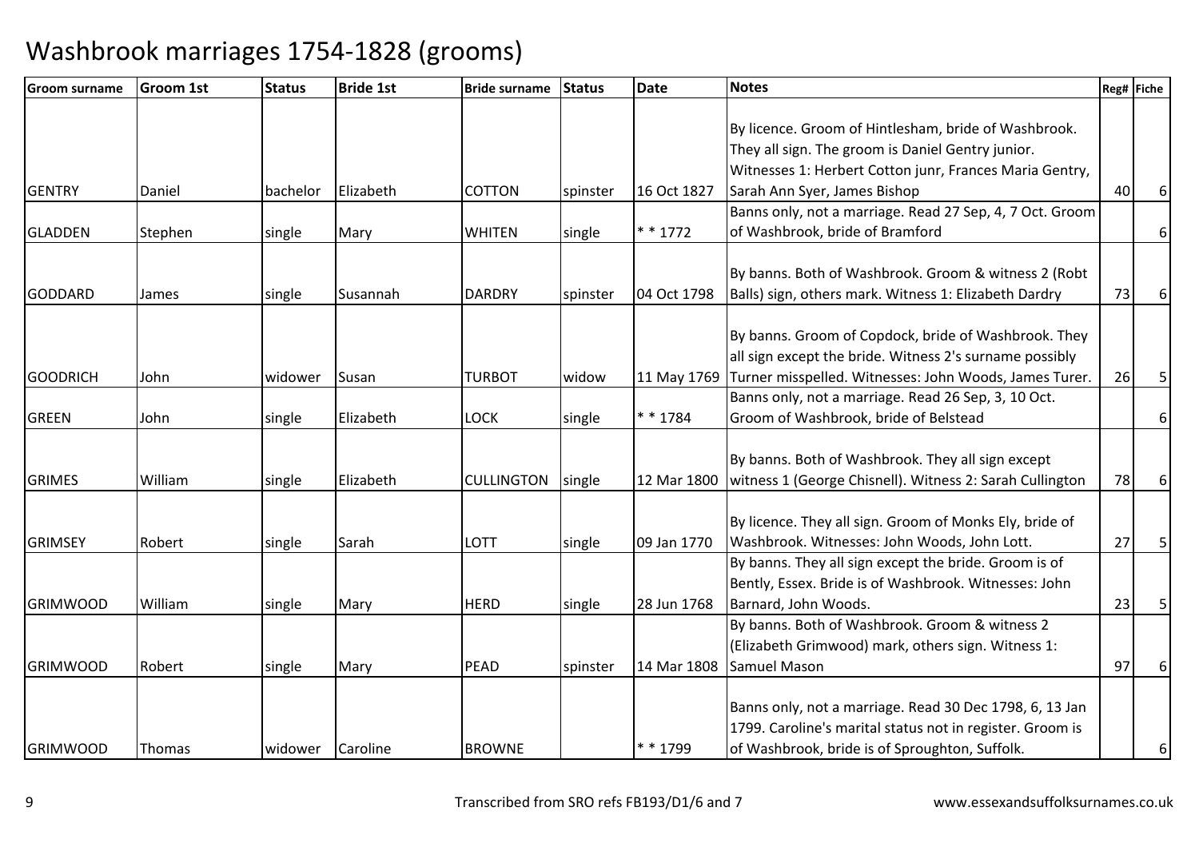# Washbrook marriages 1754-1828 (grooms)

| Groom surname | Groom 1st | Status | Bride 1st | Bride surname | Status | Date | Notes | Reg# | Fiche |
|---|---|---|---|---|---|---|---|---|---|
| GENTRY | Daniel | bachelor | Elizabeth | COTTON | spinster | 16 Oct 1827 | By licence. Groom of Hintlesham, bride of Washbrook. They all sign. The groom is Daniel Gentry junior. Witnesses 1: Herbert Cotton junr, Frances Maria Gentry, Sarah Ann Syer, James Bishop | 40 | 6 |
| GLADDEN | Stephen | single | Mary | WHITEN | single | * * 1772 | Banns only, not a marriage. Read 27 Sep, 4, 7 Oct. Groom of Washbrook, bride of Bramford | | 6 |
| GODDARD | James | single | Susannah | DARDRY | spinster | 04 Oct 1798 | By banns. Both of Washbrook. Groom & witness 2 (Robt Balls) sign, others mark. Witness 1: Elizabeth Dardry | 73 | 6 |
| GOODRICH | John | widower | Susan | TURBOT | widow | 11 May 1769 | By banns. Groom of Copdock, bride of Washbrook. They all sign except the bride. Witness 2's surname possibly Turner misspelled. Witnesses: John Woods, James Turer. | 26 | 5 |
| GREEN | John | single | Elizabeth | LOCK | single | * * 1784 | Banns only, not a marriage. Read 26 Sep, 3, 10 Oct. Groom of Washbrook, bride of Belstead | | 6 |
| GRIMES | William | single | Elizabeth | CULLINGTON | single | 12 Mar 1800 | By banns. Both of Washbrook. They all sign except witness 1 (George Chisnell). Witness 2: Sarah Cullington | 78 | 6 |
| GRIMSEY | Robert | single | Sarah | LOTT | single | 09 Jan 1770 | By licence. They all sign. Groom of Monks Ely, bride of Washbrook. Witnesses: John Woods, John Lott. | 27 | 5 |
| GRIMWOOD | William | single | Mary | HERD | single | 28 Jun 1768 | By banns. They all sign except the bride. Groom is of Bently, Essex. Bride is of Washbrook. Witnesses: John Barnard, John Woods. | 23 | 5 |
| GRIMWOOD | Robert | single | Mary | PEAD | spinster | 14 Mar 1808 | By banns. Both of Washbrook. Groom & witness 2 (Elizabeth Grimwood) mark, others sign. Witness 1: Samuel Mason | 97 | 6 |
| GRIMWOOD | Thomas | widower | Caroline | BROWNE | | * * 1799 | Banns only, not a marriage. Read 30 Dec 1798, 6, 13 Jan 1799. Caroline's marital status not in register. Groom is of Washbrook, bride is of Sproughton, Suffolk. | | 6 |

Transcribed from SRO refs FB193/D1/6 and 7

www.essexandsuffolksurnames.co.uk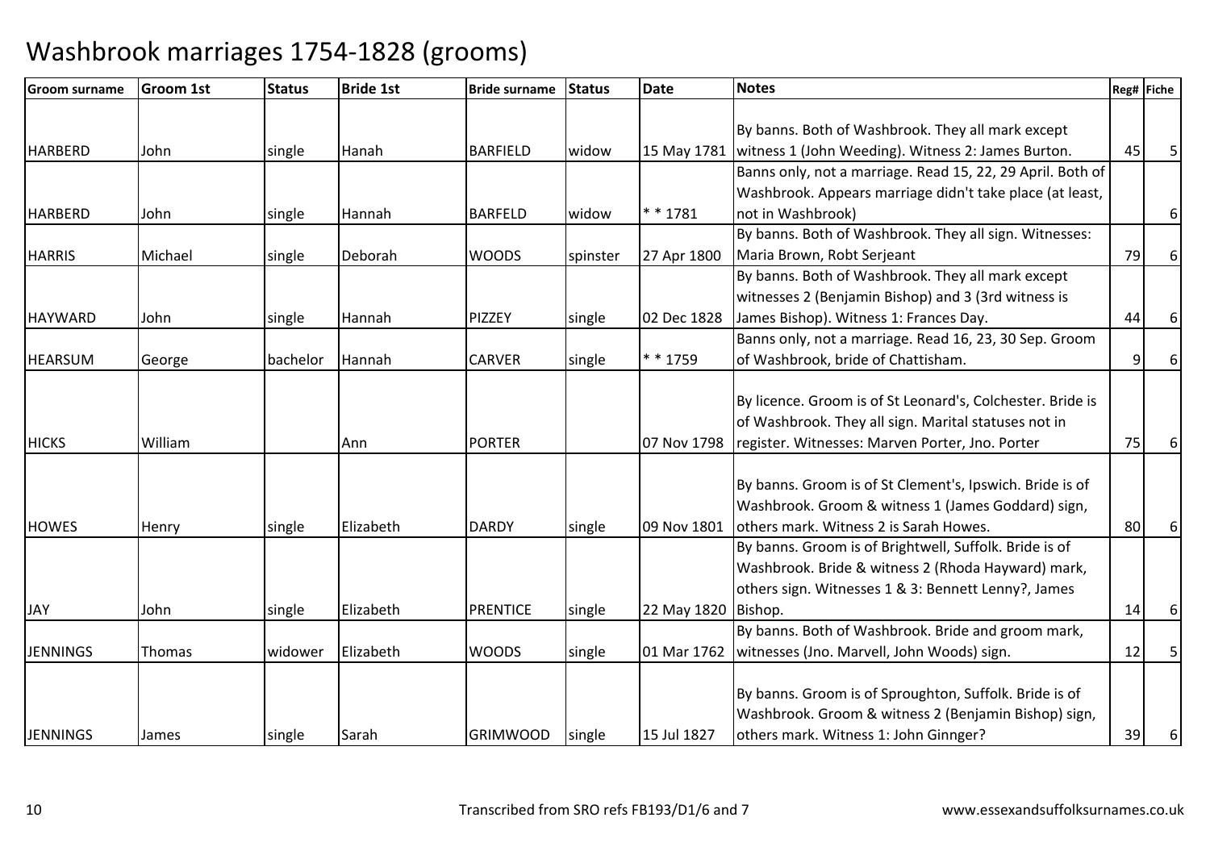# Washbrook marriages 1754-1828 (grooms)

| Groom surname | Groom 1st | Status | Bride 1st | Bride surname | Status | Date | Notes | Reg# | Fiche |
|---|---|---|---|---|---|---|---|---|---|
| HARBERD | John | single | Hanah | BARFIELD | widow | 15 May 1781 | By banns. Both of Washbrook. They all mark except witness 1 (John Weeding). Witness 2: James Burton. | 45 | 5 |
| HARBERD | John | single | Hannah | BARFELD | widow | * * 1781 | Banns only, not a marriage. Read 15, 22, 29 April. Both of Washbrook. Appears marriage didn't take place (at least, not in Washbrook) | | 6 |
| HARRIS | Michael | single | Deborah | WOODS | spinster | 27 Apr 1800 | By banns. Both of Washbrook. They all sign. Witnesses: Maria Brown, Robt Serjeant | 79 | 6 |
| HAYWARD | John | single | Hannah | PIZZEY | single | 02 Dec 1828 | By banns. Both of Washbrook. They all mark except witnesses 2 (Benjamin Bishop) and 3 (3rd witness is James Bishop). Witness 1: Frances Day. | 44 | 6 |
| HEARSUM | George | bachelor | Hannah | CARVER | single | * * 1759 | Banns only, not a marriage. Read 16, 23, 30 Sep. Groom of Washbrook, bride of Chattisham. | 9 | 6 |
| HICKS | William | | Ann | PORTER | | 07 Nov 1798 | By licence. Groom is of St Leonard's, Colchester. Bride is of Washbrook. They all sign. Marital statuses not in register. Witnesses: Marven Porter, Jno. Porter | 75 | 6 |
| HOWES | Henry | single | Elizabeth | DARDY | single | 09 Nov 1801 | By banns. Groom is of St Clement's, Ipswich. Bride is of Washbrook. Groom & witness 1 (James Goddard) sign, others mark. Witness 2 is Sarah Howes. | 80 | 6 |
| JAY | John | single | Elizabeth | PRENTICE | single | 22 May 1820 | By banns. Groom is of Brightwell, Suffolk. Bride is of Washbrook. Bride & witness 2 (Rhoda Hayward) mark, others sign. Witnesses 1 & 3: Bennett Lenny?, James Bishop. | 14 | 6 |
| JENNINGS | Thomas | widower | Elizabeth | WOODS | single | 01 Mar 1762 | By banns. Both of Washbrook. Bride and groom mark, witnesses (Jno. Marvell, John Woods) sign. | 12 | 5 |
| JENNINGS | James | single | Sarah | GRIMWOOD | single | 15 Jul 1827 | By banns. Groom is of Sproughton, Suffolk. Bride is of Washbrook. Groom & witness 2 (Benjamin Bishop) sign, others mark. Witness 1: John Ginnger? | 39 | 6 |

Transcribed from SRO refs FB193/D1/6 and 7

www.essexandsuffolksurnames.co.uk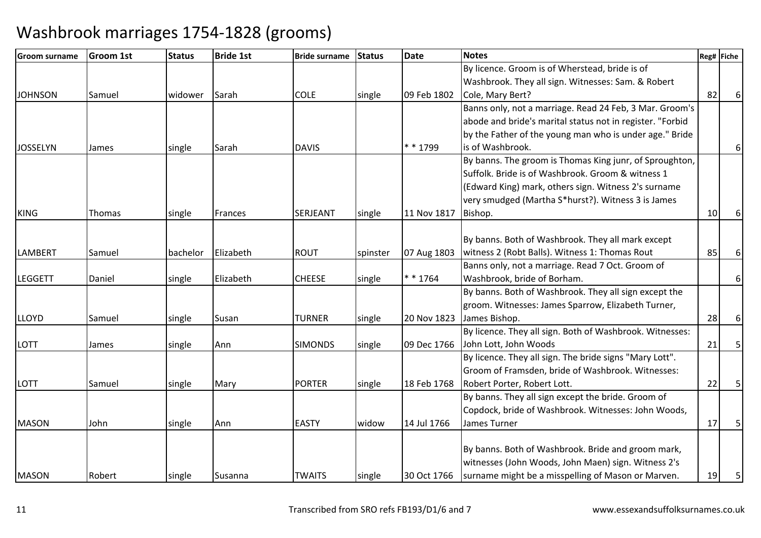# Washbrook marriages 1754-1828 (grooms)

| Groom surname | Groom 1st | Status | Bride 1st | Bride surname | Status | Date | Notes | Reg# | Fiche |
|---|---|---|---|---|---|---|---|---|---|
| JOHNSON | Samuel | widower | Sarah | COLE | single | 09 Feb 1802 | By licence. Groom is of Wherstead, bride is of Washbrook. They all sign. Witnesses: Sam. & Robert Cole, Mary Bert? | 82 | 6 |
| JOSSELYN | James | single | Sarah | DAVIS | | * * 1799 | Banns only, not a marriage. Read 24 Feb, 3 Mar. Groom's abode and bride's marital status not in register. "Forbid by the Father of the young man who is under age." Bride is of Washbrook. | | 6 |
| KING | Thomas | single | Frances | SERJEANT | single | 11 Nov 1817 | By banns. The groom is Thomas King junr, of Sproughton, Suffolk. Bride is of Washbrook. Groom & witness 1 (Edward King) mark, others sign. Witness 2's surname very smudged (Martha S*hurst?). Witness 3 is James Bishop. | 10 | 6 |
| LAMBERT | Samuel | bachelor | Elizabeth | ROUT | spinster | 07 Aug 1803 | By banns. Both of Washbrook. They all mark except witness 2 (Robt Balls). Witness 1: Thomas Rout | 85 | 6 |
| LEGGETT | Daniel | single | Elizabeth | CHEESE | single | * * 1764 | Banns only, not a marriage. Read 7 Oct. Groom of Washbrook, bride of Borham. | | 6 |
| LLOYD | Samuel | single | Susan | TURNER | single | 20 Nov 1823 | By banns. Both of Washbrook. They all sign except the groom. Witnesses: James Sparrow, Elizabeth Turner, James Bishop. | 28 | 6 |
| LOTT | James | single | Ann | SIMONDS | single | 09 Dec 1766 | By licence. They all sign. Both of Washbrook. Witnesses: John Lott, John Woods | 21 | 5 |
| LOTT | Samuel | single | Mary | PORTER | single | 18 Feb 1768 | By licence. They all sign. The bride signs "Mary Lott". Groom of Framsden, bride of Washbrook. Witnesses: Robert Porter, Robert Lott. | 22 | 5 |
| MASON | John | single | Ann | EASTY | widow | 14 Jul 1766 | By banns. They all sign except the bride. Groom of Copdock, bride of Washbrook. Witnesses: John Woods, James Turner | 17 | 5 |
| MASON | Robert | single | Susanna | TWAITS | single | 30 Oct 1766 | By banns. Both of Washbrook. Bride and groom mark, witnesses (John Woods, John Maen) sign. Witness 2's surname might be a misspelling of Mason or Marven. | 19 | 5 |

Transcribed from SRO refs FB193/D1/6 and 7 www.essexandsuffolksurnames.co.uk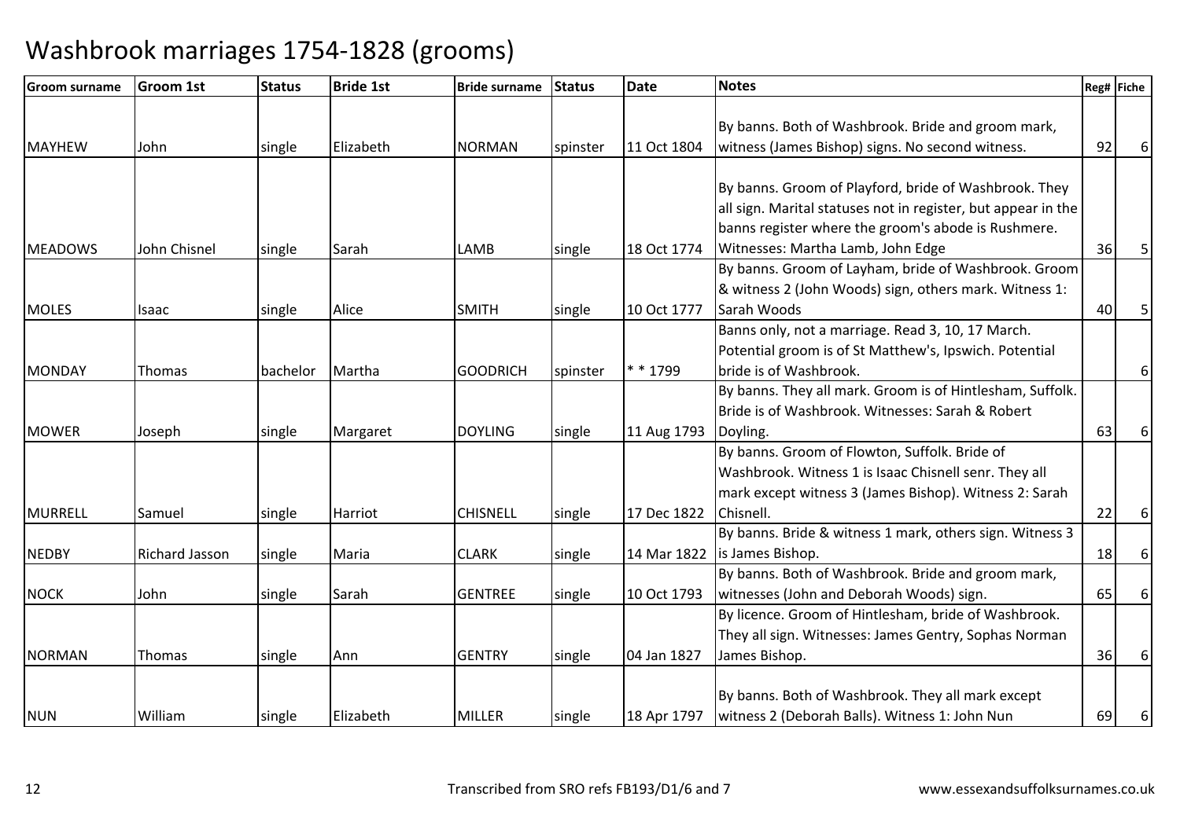# Washbrook marriages 1754-1828 (grooms)

| Groom surname | Groom 1st | Status | Bride 1st | Bride surname | Status | Date | Notes | Reg# | Fiche |
|---|---|---|---|---|---|---|---|---|---|
| MAYHEW | John | single | Elizabeth | NORMAN | spinster | 11 Oct 1804 | By banns. Both of Washbrook. Bride and groom mark, witness (James Bishop) signs. No second witness. | 92 | 6 |
| MEADOWS | John Chisnel | single | Sarah | LAMB | single | 18 Oct 1774 | By banns. Groom of Playford, bride of Washbrook. They all sign. Marital statuses not in register, but appear in the banns register where the groom's abode is Rushmere. Witnesses: Martha Lamb, John Edge | 36 | 5 |
| MOLES | Isaac | single | Alice | SMITH | single | 10 Oct 1777 | By banns. Groom of Layham, bride of Washbrook. Groom & witness 2 (John Woods) sign, others mark. Witness 1: Sarah Woods | 40 | 5 |
| MONDAY | Thomas | bachelor | Martha | GOODRICH | spinster | * * 1799 | Banns only, not a marriage. Read 3, 10, 17 March. Potential groom is of St Matthew's, Ipswich. Potential bride is of Washbrook. | | 6 |
| MOWER | Joseph | single | Margaret | DOYLING | single | 11 Aug 1793 | By banns. They all mark. Groom is of Hintlesham, Suffolk. Bride is of Washbrook. Witnesses: Sarah & Robert Doyling. | 63 | 6 |
| MURRELL | Samuel | single | Harriot | CHISNELL | single | 17 Dec 1822 | By banns. Groom of Flowton, Suffolk. Bride of Washbrook. Witness 1 is Isaac Chisnell senr. They all mark except witness 3 (James Bishop). Witness 2: Sarah Chisnell. | 22 | 6 |
| NEDBY | Richard Jasson | single | Maria | CLARK | single | 14 Mar 1822 | By banns. Bride & witness 1 mark, others sign. Witness 3 is James Bishop. | 18 | 6 |
| NOCK | John | single | Sarah | GENTREE | single | 10 Oct 1793 | By banns. Both of Washbrook. Bride and groom mark, witnesses (John and Deborah Woods) sign. | 65 | 6 |
| NORMAN | Thomas | single | Ann | GENTRY | single | 04 Jan 1827 | By licence. Groom of Hintlesham, bride of Washbrook. They all sign. Witnesses: James Gentry, Sophas Norman James Bishop. | 36 | 6 |
| NUN | William | single | Elizabeth | MILLER | single | 18 Apr 1797 | By banns. Both of Washbrook. They all mark except witness 2 (Deborah Balls). Witness 1: John Nun | 69 | 6 |

Transcribed from SRO refs FB193/D1/6 and 7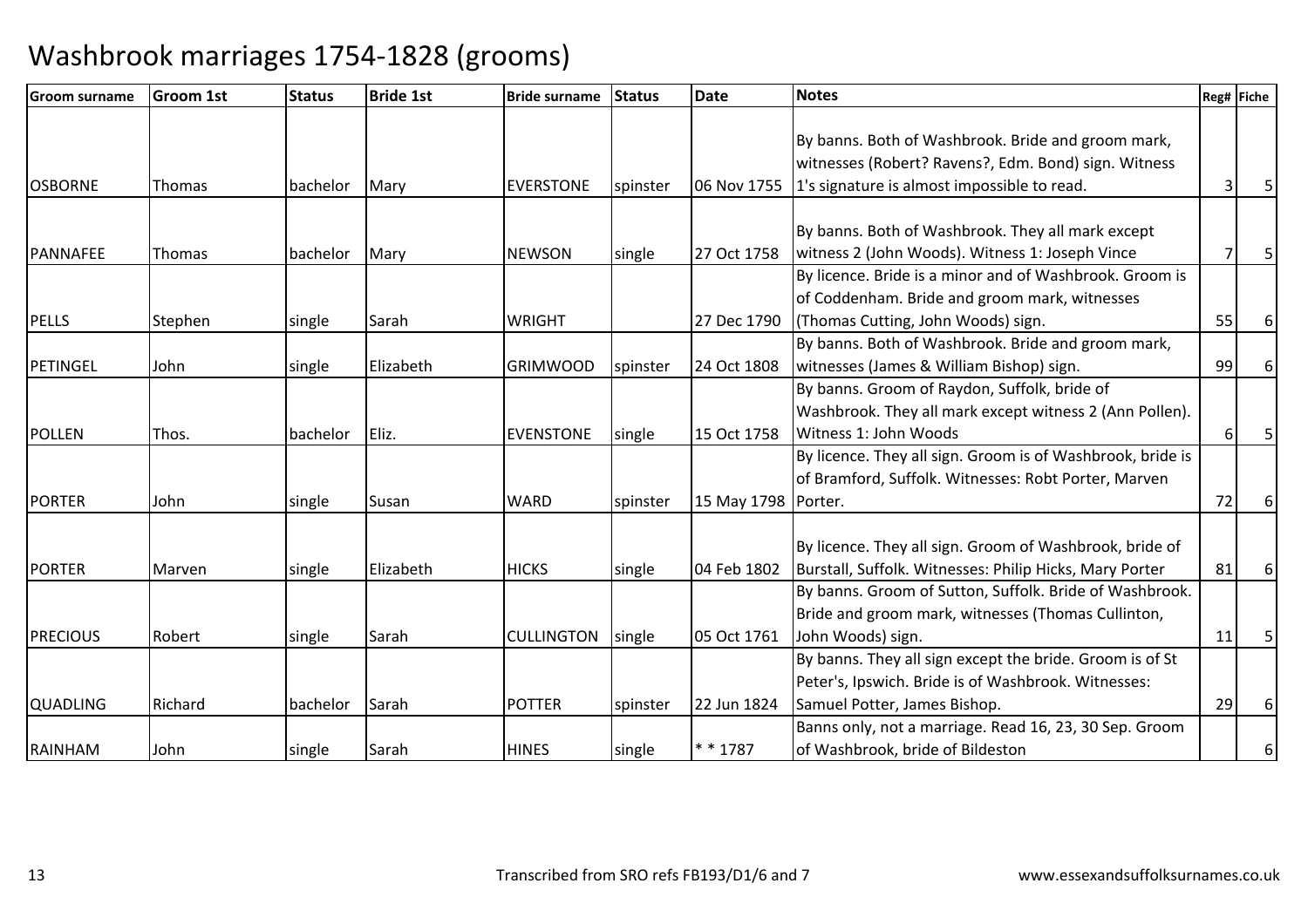# Washbrook marriages 1754-1828 (grooms)

| Groom surname | Groom 1st | Status | Bride 1st | Bride surname | Status | Date | Notes | Reg# | Fiche |
|---|---|---|---|---|---|---|---|---|---|
| OSBORNE | Thomas | bachelor | Mary | EVERSTONE | spinster | 06 Nov 1755 | By banns. Both of Washbrook. Bride and groom mark, witnesses (Robert? Ravens?, Edm. Bond) sign. Witness 1's signature is almost impossible to read. | 3 | 5 |
| PANNAFEE | Thomas | bachelor | Mary | NEWSON | single | 27 Oct 1758 | By banns. Both of Washbrook. They all mark except witness 2 (John Woods). Witness 1: Joseph Vince | 7 | 5 |
| PELLS | Stephen | single | Sarah | WRIGHT | | 27 Dec 1790 | By licence. Bride is a minor and of Washbrook. Groom is of Coddenham. Bride and groom mark, witnesses (Thomas Cutting, John Woods) sign. | 55 | 6 |
| PETINGEL | John | single | Elizabeth | GRIMWOOD | spinster | 24 Oct 1808 | By banns. Both of Washbrook. Bride and groom mark, witnesses (James & William Bishop) sign. | 99 | 6 |
| POLLEN | Thos. | bachelor | Eliz. | EVENSTONE | single | 15 Oct 1758 | By banns. Groom of Raydon, Suffolk, bride of Washbrook. They all mark except witness 2 (Ann Pollen). Witness 1: John Woods | 6 | 5 |
| PORTER | John | single | Susan | WARD | spinster | 15 May 1798 | By licence. They all sign. Groom is of Washbrook, bride is of Bramford, Suffolk. Witnesses: Robt Porter, Marven Porter. | 72 | 6 |
| PORTER | Marven | single | Elizabeth | HICKS | single | 04 Feb 1802 | By licence. They all sign. Groom of Washbrook, bride of Burstall, Suffolk. Witnesses: Philip Hicks, Mary Porter | 81 | 6 |
| PRECIOUS | Robert | single | Sarah | CULLINGTON | single | 05 Oct 1761 | By banns. Groom of Sutton, Suffolk. Bride of Washbrook. Bride and groom mark, witnesses (Thomas Cullinton, John Woods) sign. | 11 | 5 |
| QUADLING | Richard | bachelor | Sarah | POTTER | spinster | 22 Jun 1824 | By banns. They all sign except the bride. Groom is of St Peter's, Ipswich. Bride is of Washbrook. Witnesses: Samuel Potter, James Bishop. | 29 | 6 |
| RAINHAM | John | single | Sarah | HINES | single | * * 1787 | Banns only, not a marriage. Read 16, 23, 30 Sep. Groom of Washbrook, bride of Bildeston | | 6 |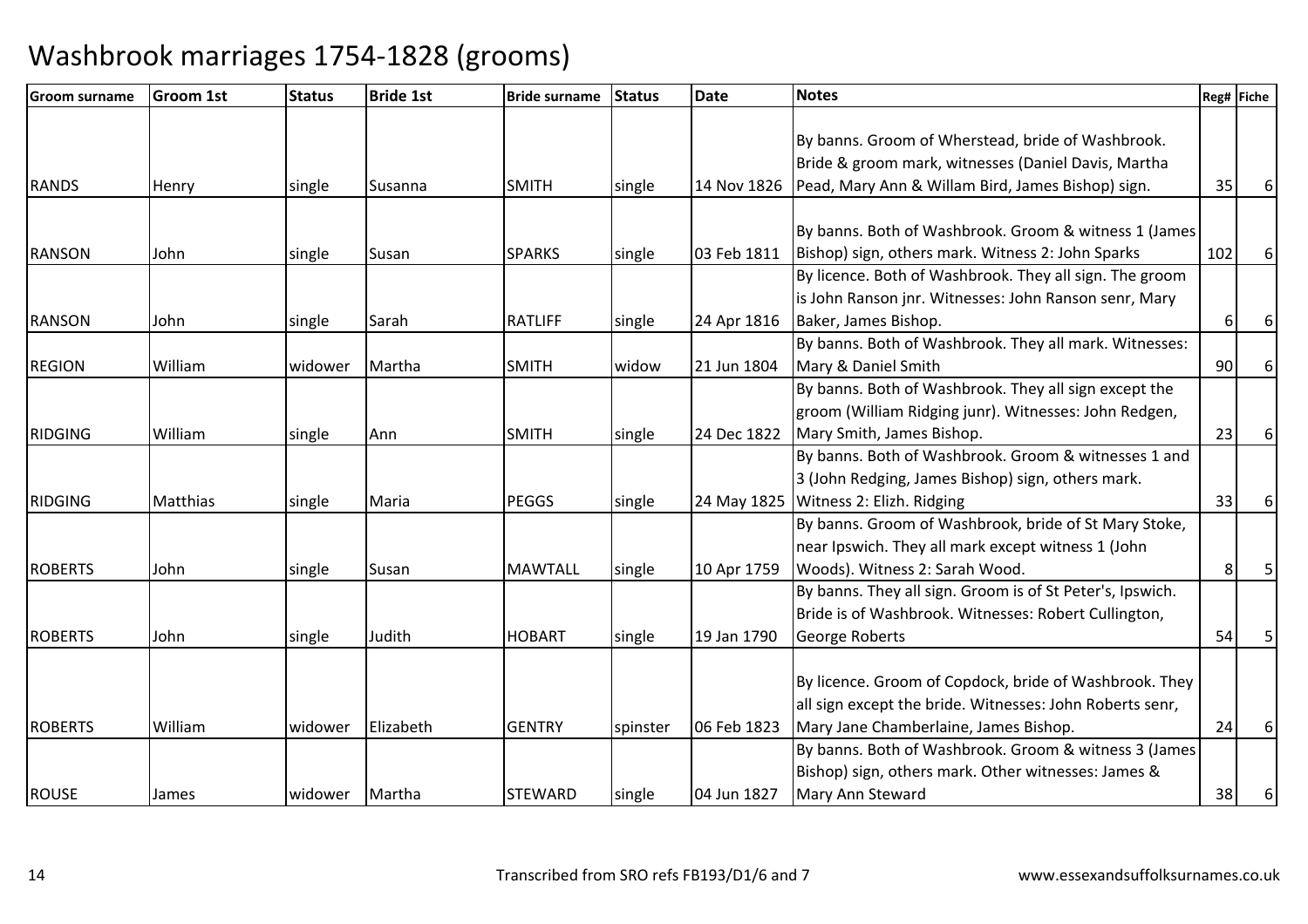# Washbrook marriages 1754-1828 (grooms)

| Groom surname | Groom 1st | Status | Bride 1st | Bride surname | Status | Date | Notes | Reg# | Fiche |
|---|---|---|---|---|---|---|---|---|---|
| RANDS | Henry | single | Susanna | SMITH | single | 14 Nov 1826 | By banns. Groom of Wherstead, bride of Washbrook. Bride & groom mark, witnesses (Daniel Davis, Martha Pead, Mary Ann & Willam Bird, James Bishop) sign. | 35 | 6 |
| RANSON | John | single | Susan | SPARKS | single | 03 Feb 1811 | By banns. Both of Washbrook. Groom & witness 1 (James Bishop) sign, others mark. Witness 2: John Sparks | 102 | 6 |
| RANSON | John | single | Sarah | RATLIFF | single | 24 Apr 1816 | By licence. Both of Washbrook. They all sign. The groom is John Ranson jnr. Witnesses: John Ranson senr, Mary Baker, James Bishop. | 6 | 6 |
| REGION | William | widower | Martha | SMITH | widow | 21 Jun 1804 | By banns. Both of Washbrook. They all mark. Witnesses: Mary & Daniel Smith | 90 | 6 |
| RIDGING | William | single | Ann | SMITH | single | 24 Dec 1822 | By banns. Both of Washbrook. They all sign except the groom (William Ridging junr). Witnesses: John Redgen, Mary Smith, James Bishop. | 23 | 6 |
| RIDGING | Matthias | single | Maria | PEGGS | single | 24 May 1825 | By banns. Both of Washbrook. Groom & witnesses 1 and 3 (John Redging, James Bishop) sign, others mark. Witness 2: Elizh. Ridging | 33 | 6 |
| ROBERTS | John | single | Susan | MAWTALL | single | 10 Apr 1759 | By banns. Groom of Washbrook, bride of St Mary Stoke, near Ipswich. They all mark except witness 1 (John Woods). Witness 2: Sarah Wood. | 8 | 5 |
| ROBERTS | John | single | Judith | HOBART | single | 19 Jan 1790 | By banns. They all sign. Groom is of St Peter's, Ipswich. Bride is of Washbrook. Witnesses: Robert Cullington, George Roberts | 54 | 5 |
| ROBERTS | William | widower | Elizabeth | GENTRY | spinster | 06 Feb 1823 | By licence. Groom of Copdock, bride of Washbrook. They all sign except the bride. Witnesses: John Roberts senr, Mary Jane Chamberlaine, James Bishop. | 24 | 6 |
| ROUSE | James | widower | Martha | STEWARD | single | 04 Jun 1827 | By banns. Both of Washbrook. Groom & witness 3 (James Bishop) sign, others mark. Other witnesses: James & Mary Ann Steward | 38 | 6 |

Transcribed from SRO refs FB193/D1/6 and 7 www.essexandsuffolksurnames.co.uk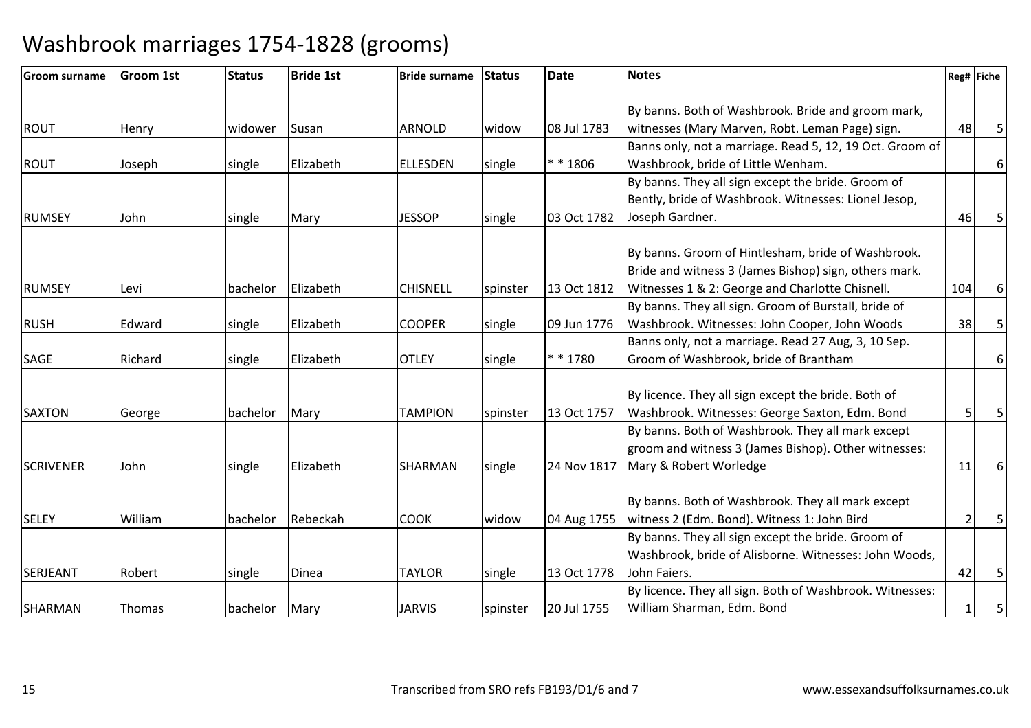# Washbrook marriages 1754-1828 (grooms)

| Groom surname | Groom 1st | Status | Bride 1st | Bride surname | Status | Date | Notes | Reg# | Fiche |
|---|---|---|---|---|---|---|---|---|---|
| ROUT | Henry | widower | Susan | ARNOLD | widow | 08 Jul 1783 | By banns. Both of Washbrook. Bride and groom mark, witnesses (Mary Marven, Robt. Leman Page) sign. | 48 | 5 |
| ROUT | Joseph | single | Elizabeth | ELLESDEN | single | * * 1806 | Banns only, not a marriage. Read 5, 12, 19 Oct. Groom of Washbrook, bride of Little Wenham. | | 6 |
| RUMSEY | John | single | Mary | JESSOP | single | 03 Oct 1782 | By banns. They all sign except the bride. Groom of Bently, bride of Washbrook. Witnesses: Lionel Jesop, Joseph Gardner. | 46 | 5 |
| RUMSEY | Levi | bachelor | Elizabeth | CHISNELL | spinster | 13 Oct 1812 | By banns. Groom of Hintlesham, bride of Washbrook. Bride and witness 3 (James Bishop) sign, others mark. Witnesses 1 & 2: George and Charlotte Chisnell. | 104 | 6 |
| RUSH | Edward | single | Elizabeth | COOPER | single | 09 Jun 1776 | By banns. They all sign. Groom of Burstall, bride of Washbrook. Witnesses: John Cooper, John Woods | 38 | 5 |
| SAGE | Richard | single | Elizabeth | OTLEY | single | * * 1780 | Banns only, not a marriage. Read 27 Aug, 3, 10 Sep. Groom of Washbrook, bride of Brantham | | 6 |
| SAXTON | George | bachelor | Mary | TAMPION | spinster | 13 Oct 1757 | By licence. They all sign except the bride. Both of Washbrook. Witnesses: George Saxton, Edm. Bond | 5 | 5 |
| SCRIVENER | John | single | Elizabeth | SHARMAN | single | 24 Nov 1817 | By banns. Both of Washbrook. They all mark except groom and witness 3 (James Bishop). Other witnesses: Mary & Robert Worledge | 11 | 6 |
| SELEY | William | bachelor | Rebeckah | COOK | widow | 04 Aug 1755 | By banns. Both of Washbrook. They all mark except witness 2 (Edm. Bond). Witness 1: John Bird | 2 | 5 |
| SERJEANT | Robert | single | Dinea | TAYLOR | single | 13 Oct 1778 | By banns. They all sign except the bride. Groom of Washbrook, bride of Alisborne. Witnesses: John Woods, John Faiers. | 42 | 5 |
| SHARMAN | Thomas | bachelor | Mary | JARVIS | spinster | 20 Jul 1755 | By licence. They all sign. Both of Washbrook. Witnesses: William Sharman, Edm. Bond | 1 | 5 |

Transcribed from SRO refs FB193/D1/6 and 7

www.essexandsuffolksurnames.co.uk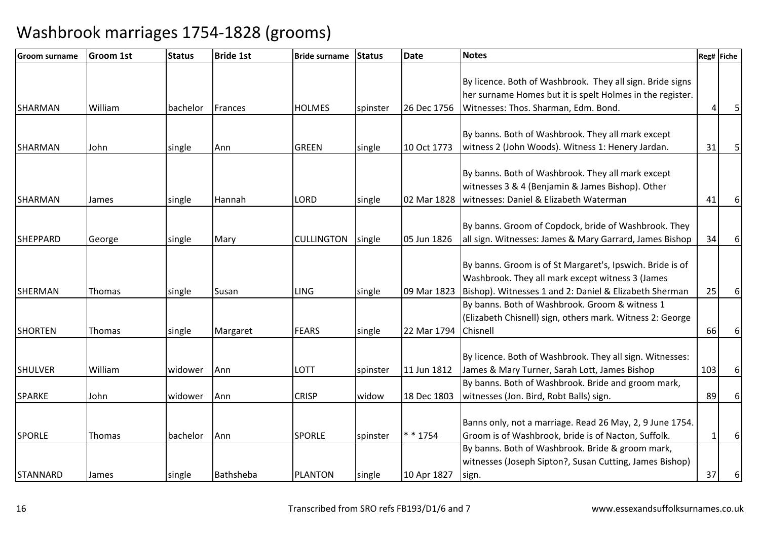# Washbrook marriages 1754-1828 (grooms)

| Groom surname | Groom 1st | Status | Bride 1st | Bride surname | Status | Date | Notes | Reg# | Fiche |
|---|---|---|---|---|---|---|---|---|---|
| SHARMAN | William | bachelor | Frances | HOLMES | spinster | 26 Dec 1756 | By licence. Both of Washbrook. They all sign. Bride signs her surname Homes but it is spelt Holmes in the register. Witnesses: Thos. Sharman, Edm. Bond. | 4 | 5 |
| SHARMAN | John | single | Ann | GREEN | single | 10 Oct 1773 | By banns. Both of Washbrook. They all mark except witness 2 (John Woods). Witness 1: Henery Jardan. | 31 | 5 |
| SHARMAN | James | single | Hannah | LORD | single | 02 Mar 1828 | By banns. Both of Washbrook. They all mark except witnesses 3 & 4 (Benjamin & James Bishop). Other witnesses: Daniel & Elizabeth Waterman | 41 | 6 |
| SHEPPARD | George | single | Mary | CULLINGTON | single | 05 Jun 1826 | By banns. Groom of Copdock, bride of Washbrook. They all sign. Witnesses: James & Mary Garrard, James Bishop | 34 | 6 |
| SHERMAN | Thomas | single | Susan | LING | single | 09 Mar 1823 | By banns. Groom is of St Margaret's, Ipswich. Bride is of Washbrook. They all mark except witness 3 (James Bishop). Witnesses 1 and 2: Daniel & Elizabeth Sherman | 25 | 6 |
| SHORTEN | Thomas | single | Margaret | FEARS | single | 22 Mar 1794 | By banns. Both of Washbrook. Groom & witness 1 (Elizabeth Chisnell) sign, others mark. Witness 2: George Chisnell | 66 | 6 |
| SHULVER | William | widower | Ann | LOTT | spinster | 11 Jun 1812 | By licence. Both of Washbrook. They all sign. Witnesses: James & Mary Turner, Sarah Lott, James Bishop | 103 | 6 |
| SPARKE | John | widower | Ann | CRISP | widow | 18 Dec 1803 | By banns. Both of Washbrook. Bride and groom mark, witnesses (Jon. Bird, Robt Balls) sign. | 89 | 6 |
| SPORLE | Thomas | bachelor | Ann | SPORLE | spinster | * * 1754 | Banns only, not a marriage. Read 26 May, 2, 9 June 1754. Groom is of Washbrook, bride is of Nacton, Suffolk. | 1 | 6 |
| STANNARD | James | single | Bathsheba | PLANTON | single | 10 Apr 1827 | By banns. Both of Washbrook. Bride & groom mark, witnesses (Joseph Sipton?, Susan Cutting, James Bishop) sign. | 37 | 6 |

Transcribed from SRO refs FB193/D1/6 and 7

www.essexandsuffolksurnames.co.uk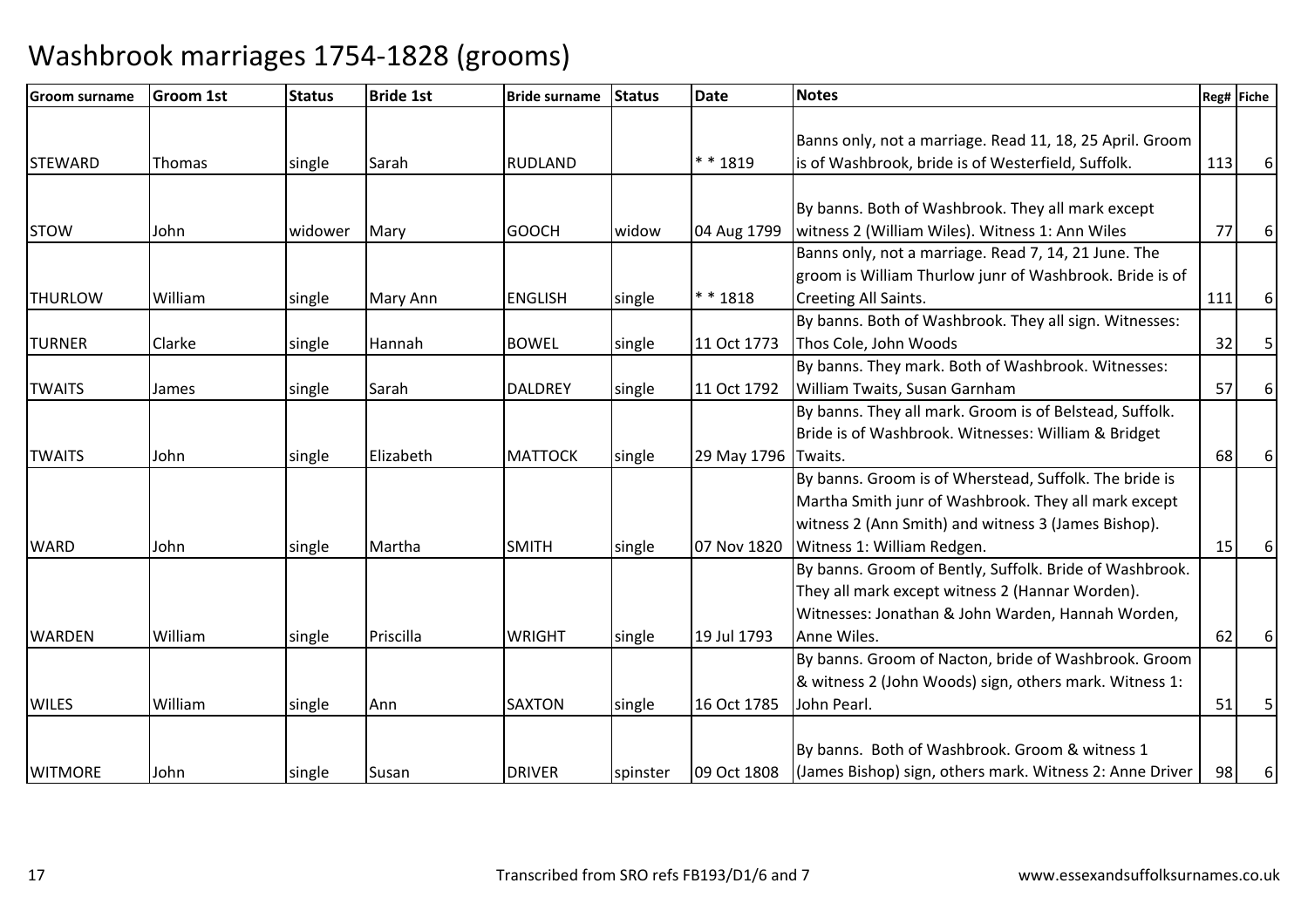# Washbrook marriages 1754-1828 (grooms)

| Groom surname | Groom 1st | Status | Bride 1st | Bride surname | Status | Date | Notes | Reg# | Fiche |
|---|---|---|---|---|---|---|---|---|---|
| STEWARD | Thomas | single | Sarah | RUDLAND | | * * 1819 | Banns only, not a marriage. Read 11, 18, 25 April. Groom is of Washbrook, bride is of Westerfield, Suffolk. | 113 | 6 |
| STOW | John | widower | Mary | GOOCH | widow | 04 Aug 1799 | By banns. Both of Washbrook. They all mark except witness 2 (William Wiles). Witness 1: Ann Wiles | 77 | 6 |
| THURLOW | William | single | Mary Ann | ENGLISH | single | * * 1818 | Banns only, not a marriage. Read 7, 14, 21 June. The groom is William Thurlow junr of Washbrook. Bride is of Creeting All Saints. | 111 | 6 |
| TURNER | Clarke | single | Hannah | BOWEL | single | 11 Oct 1773 | By banns. Both of Washbrook. They all sign. Witnesses: Thos Cole, John Woods | 32 | 5 |
| TWAITS | James | single | Sarah | DALDREY | single | 11 Oct 1792 | By banns. They mark. Both of Washbrook. Witnesses: William Twaits, Susan Garnham | 57 | 6 |
| TWAITS | John | single | Elizabeth | MATTOCK | single | 29 May 1796 | By banns. They all mark. Groom is of Belstead, Suffolk. Bride is of Washbrook. Witnesses: William & Bridget Twaits. | 68 | 6 |
| WARD | John | single | Martha | SMITH | single | 07 Nov 1820 | By banns. Groom is of Wherstead, Suffolk. The bride is Martha Smith junr of Washbrook. They all mark except witness 2 (Ann Smith) and witness 3 (James Bishop). Witness 1: William Redgen. | 15 | 6 |
| WARDEN | William | single | Priscilla | WRIGHT | single | 19 Jul 1793 | By banns. Groom of Bently, Suffolk. Bride of Washbrook. They all mark except witness 2 (Hannar Worden). Witnesses: Jonathan & John Warden, Hannah Worden, Anne Wiles. | 62 | 6 |
| WILES | William | single | Ann | SAXTON | single | 16 Oct 1785 | By banns. Groom of Nacton, bride of Washbrook. Groom & witness 2 (John Woods) sign, others mark. Witness 1: John Pearl. | 51 | 5 |
| WITMORE | John | single | Susan | DRIVER | spinster | 09 Oct 1808 | By banns. Both of Washbrook. Groom & witness 1 (James Bishop) sign, others mark. Witness 2: Anne Driver | 98 | 6 |

Transcribed from SRO refs FB193/D1/6 and 7

www.essexandsuffolksurnames.co.uk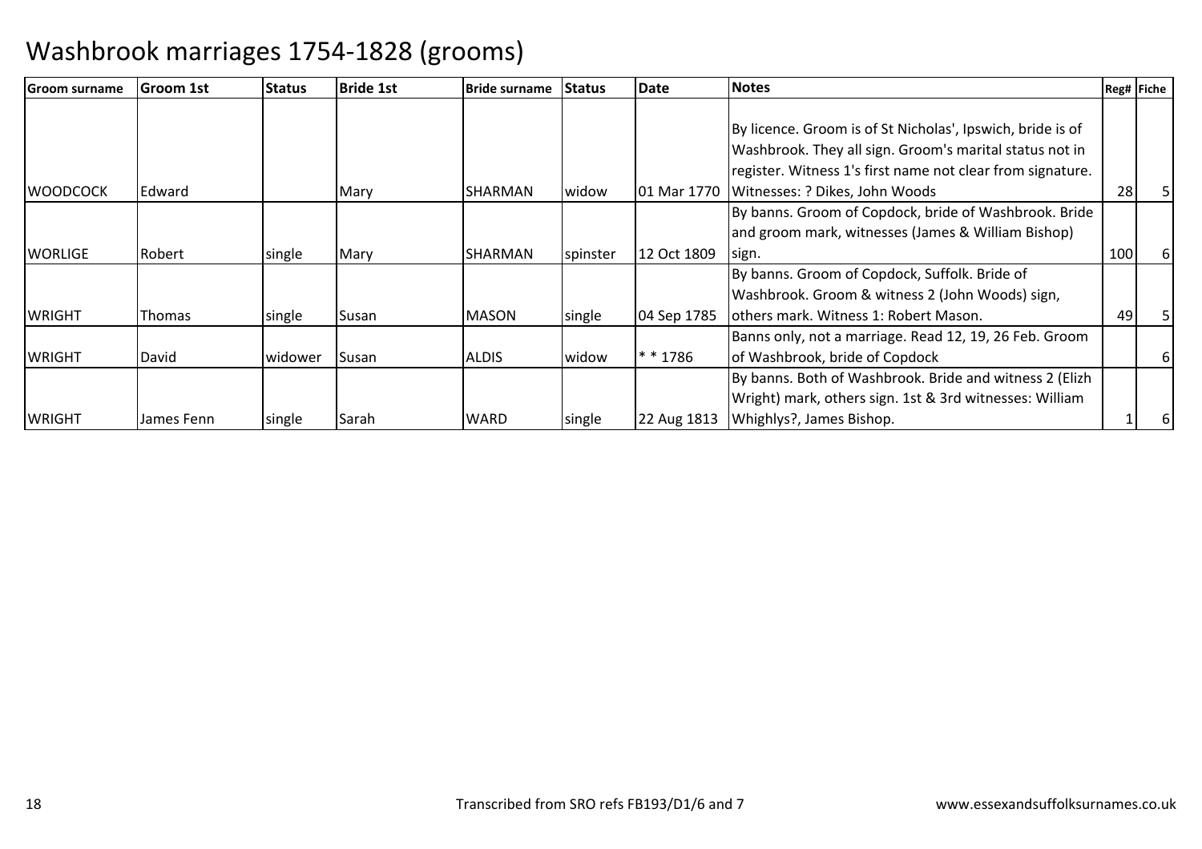# Washbrook marriages 1754-1828 (grooms)

| Groom surname | Groom 1st | Status | Bride 1st | Bride surname | Status | Date | Notes | Reg# | Fiche |
|---|---|---|---|---|---|---|---|---|---|
| WOODCOCK | Edward | | Mary | SHARMAN | widow | 01 Mar 1770 | By licence. Groom is of St Nicholas', Ipswich, bride is of Washbrook. They all sign. Groom's marital status not in register. Witness 1's first name not clear from signature. Witnesses: ? Dikes, John Woods | 28 | 5 |
| WORLIGE | Robert | single | Mary | SHARMAN | spinster | 12 Oct 1809 | By banns. Groom of Copdock, bride of Washbrook. Bride and groom mark, witnesses (James & William Bishop) sign. | 100 | 6 |
| WRIGHT | Thomas | single | Susan | MASON | single | 04 Sep 1785 | By banns. Groom of Copdock, Suffolk. Bride of Washbrook. Groom & witness 2 (John Woods) sign, others mark. Witness 1: Robert Mason. | 49 | 5 |
| WRIGHT | David | widower | Susan | ALDIS | widow | * * 1786 | Banns only, not a marriage. Read 12, 19, 26 Feb. Groom of Washbrook, bride of Copdock | | 6 |
| WRIGHT | James Fenn | single | Sarah | WARD | single | 22 Aug 1813 | By banns. Both of Washbrook. Bride and witness 2 (Elizh Wright) mark, others sign. 1st & 3rd witnesses: William Whighlys?, James Bishop. | 1 | 6 |

Transcribed from SRO refs FB193/D1/6 and 7

www.essexandsuffolksurnames.co.uk